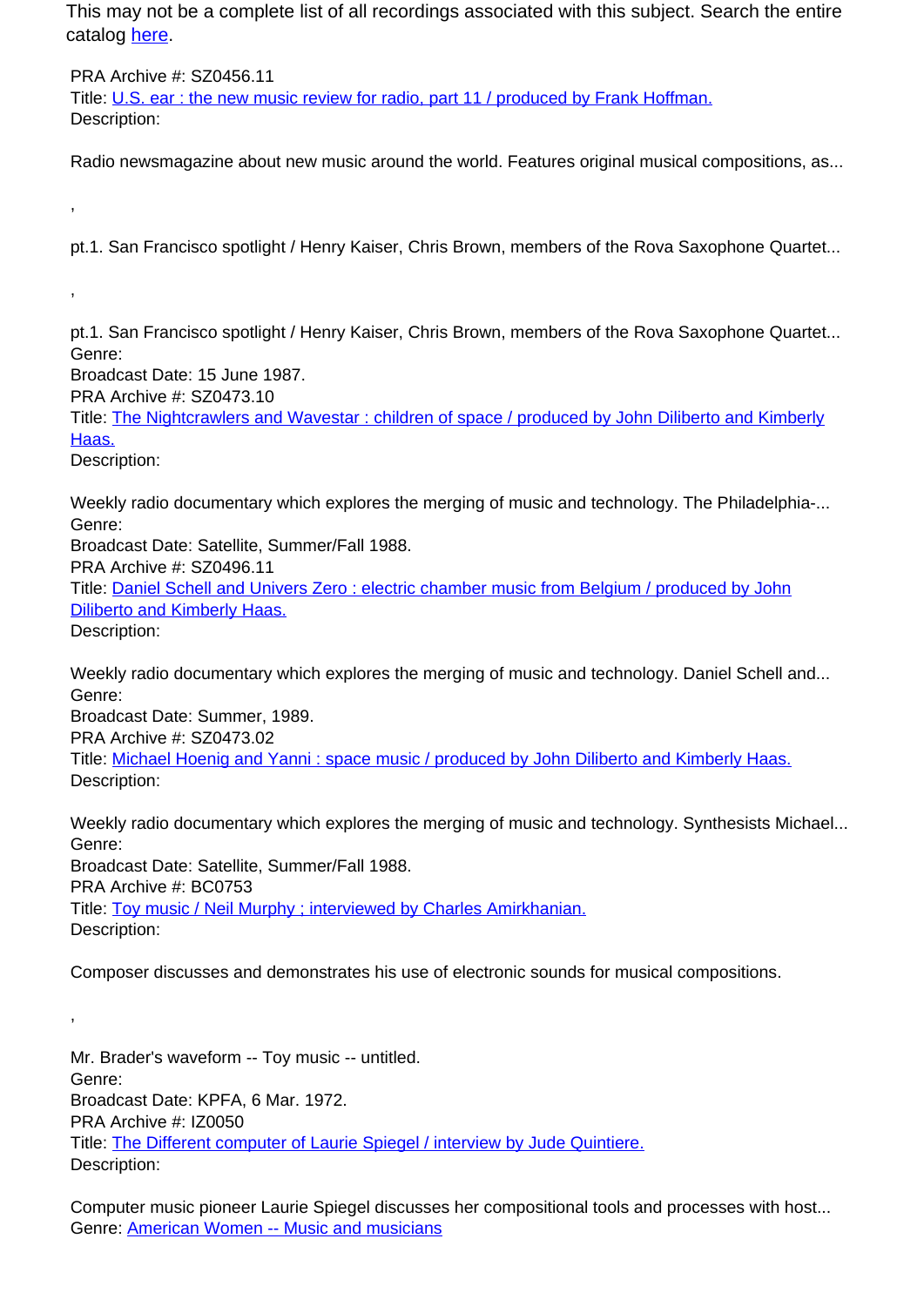This may not be a complete list of all recordings associated with this subject. Search the entire catalog [here](#).

PRA Archive #: SZ0456.11
Title: [U.S. ear : the new music review for radio, part 11 / produced by Frank Hoffman.](#)
Description:

Radio newsmagazine about new music around the world. Features original musical compositions, as...

,

pt.1. San Francisco spotlight / Henry Kaiser, Chris Brown, members of the Rova Saxophone Quartet...

,

pt.1. San Francisco spotlight / Henry Kaiser, Chris Brown, members of the Rova Saxophone Quartet...
Genre:
Broadcast Date: 15 June 1987.
PRA Archive #: SZ0473.10
Title: [The Nightcrawlers and Wavestar : children of space / produced by John Diliberto and Kimberly Haas.](#)
Description:

Weekly radio documentary which explores the merging of music and technology. The Philadelphia-...
Genre:
Broadcast Date: Satellite, Summer/Fall 1988.
PRA Archive #: SZ0496.11
Title: [Daniel Schell and Univers Zero : electric chamber music from Belgium / produced by John Diliberto and Kimberly Haas.](#)
Description:

Weekly radio documentary which explores the merging of music and technology. Daniel Schell and...
Genre:
Broadcast Date: Summer, 1989.
PRA Archive #: SZ0473.02
Title: [Michael Hoenig and Yanni : space music / produced by John Diliberto and Kimberly Haas.](#)
Description:

Weekly radio documentary which explores the merging of music and technology. Synthesists Michael...
Genre:
Broadcast Date: Satellite, Summer/Fall 1988.
PRA Archive #: BC0753
Title: [Toy music / Neil Murphy ; interviewed by Charles Amirkhanian.](#)
Description:

Composer discusses and demonstrates his use of electronic sounds for musical compositions.

,

Mr. Brader's waveform -- Toy music -- untitled.
Genre:
Broadcast Date: KPFA, 6 Mar. 1972.
PRA Archive #: IZ0050
Title: [The Different computer of Laurie Spiegel / interview by Jude Quintiere.](#)
Description:

Computer music pioneer Laurie Spiegel discusses her compositional tools and processes with host...
Genre: [American Women -- Music and musicians](#)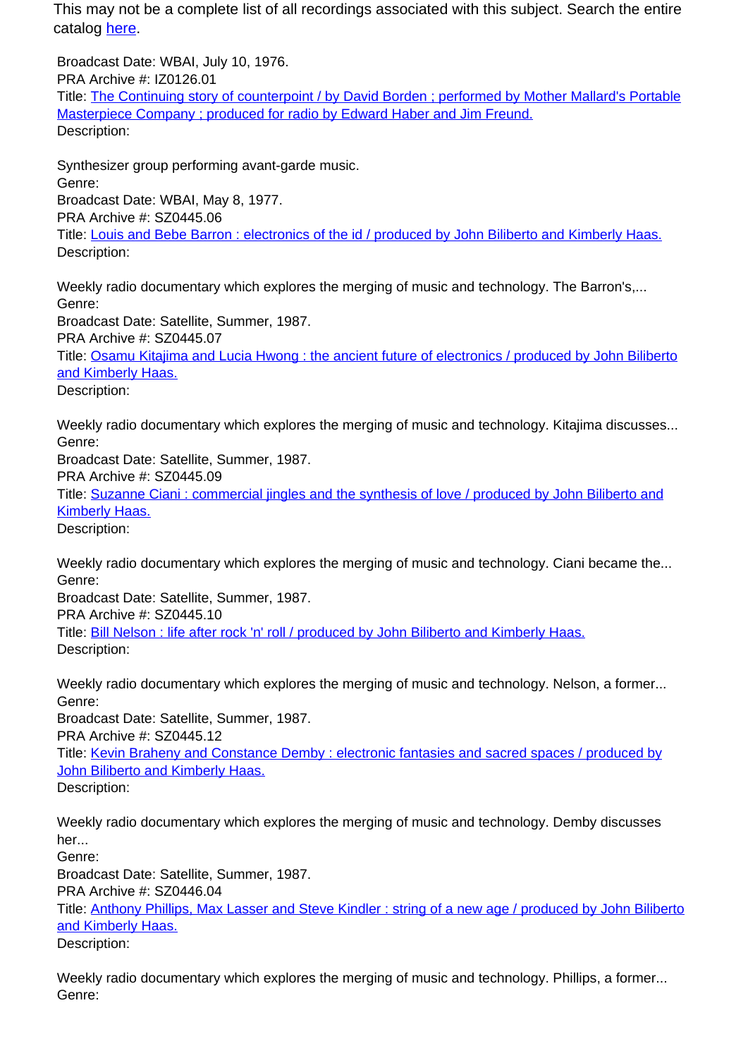This may not be a complete list of all recordings associated with this subject. Search the entire catalog here.

Broadcast Date: WBAI, July 10, 1976.
PRA Archive #: IZ0126.01
Title: The Continuing story of counterpoint / by David Borden ; performed by Mother Mallard's Portable Masterpiece Company ; produced for radio by Edward Haber and Jim Freund.
Description:

Synthesizer group performing avant-garde music.
Genre:
Broadcast Date: WBAI, May 8, 1977.
PRA Archive #: SZ0445.06
Title: Louis and Bebe Barron : electronics of the id / produced by John Biliberto and Kimberly Haas.
Description:

Weekly radio documentary which explores the merging of music and technology. The Barron's,...
Genre:
Broadcast Date: Satellite, Summer, 1987.
PRA Archive #: SZ0445.07
Title: Osamu Kitajima and Lucia Hwong : the ancient future of electronics / produced by John Biliberto and Kimberly Haas.
Description:

Weekly radio documentary which explores the merging of music and technology. Kitajima discusses...
Genre:
Broadcast Date: Satellite, Summer, 1987.
PRA Archive #: SZ0445.09
Title: Suzanne Ciani : commercial jingles and the synthesis of love / produced by John Biliberto and Kimberly Haas.
Description:

Weekly radio documentary which explores the merging of music and technology. Ciani became the...
Genre:
Broadcast Date: Satellite, Summer, 1987.
PRA Archive #: SZ0445.10
Title: Bill Nelson : life after rock 'n' roll / produced by John Biliberto and Kimberly Haas.
Description:

Weekly radio documentary which explores the merging of music and technology. Nelson, a former...
Genre:
Broadcast Date: Satellite, Summer, 1987.
PRA Archive #: SZ0445.12
Title: Kevin Braheny and Constance Demby : electronic fantasies and sacred spaces / produced by John Biliberto and Kimberly Haas.
Description:

Weekly radio documentary which explores the merging of music and technology. Demby discusses her...
Genre:
Broadcast Date: Satellite, Summer, 1987.
PRA Archive #: SZ0446.04
Title: Anthony Phillips, Max Lasser and Steve Kindler : string of a new age / produced by John Biliberto and Kimberly Haas.
Description:

Weekly radio documentary which explores the merging of music and technology. Phillips, a former...
Genre: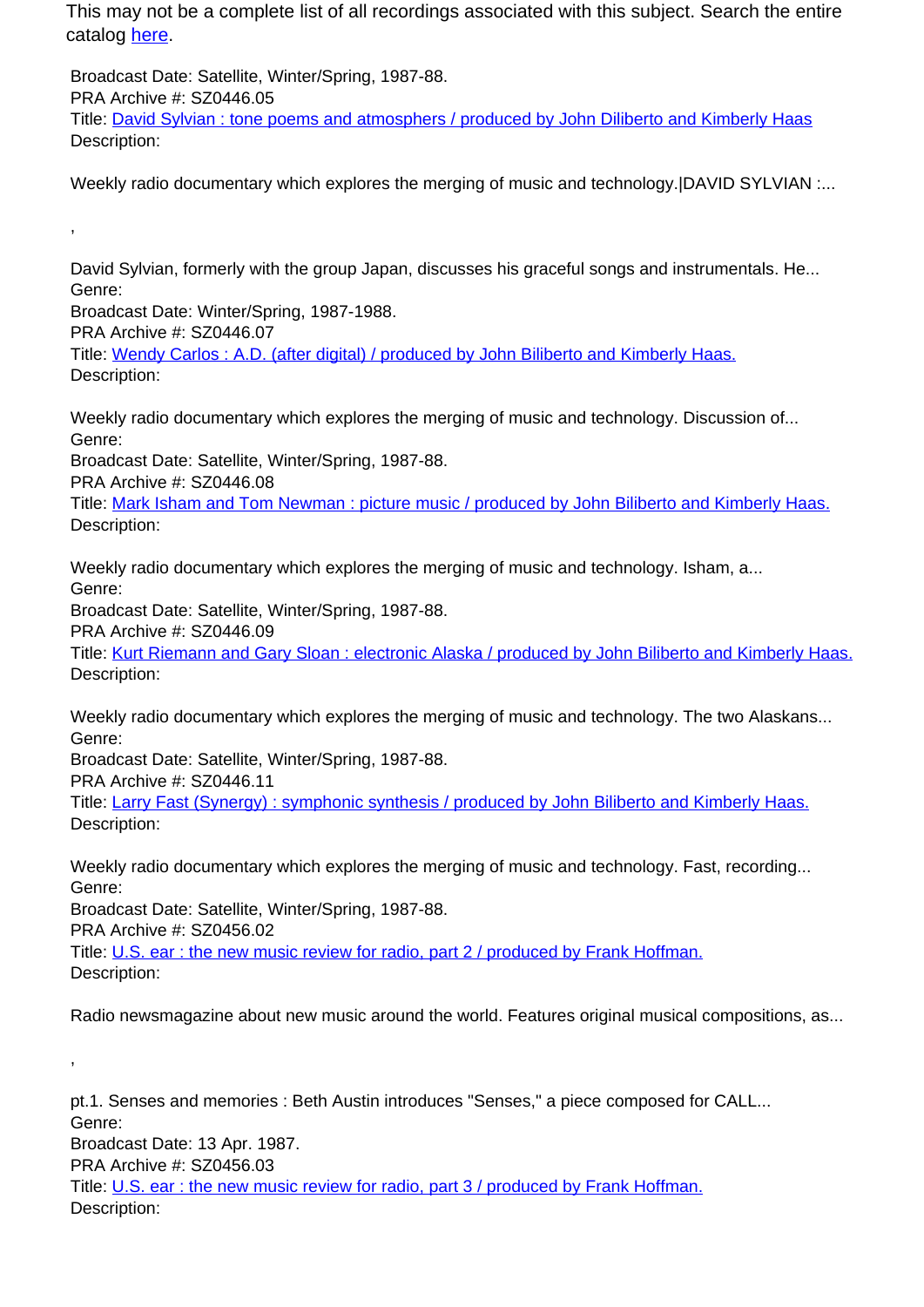This may not be a complete list of all recordings associated with this subject. Search the entire catalog [here](#).

Broadcast Date: Satellite, Winter/Spring, 1987-88.
PRA Archive #: SZ0446.05
Title: [David Sylvian : tone poems and atmosphers / produced by John Diliberto and Kimberly Haas](#)
Description:

Weekly radio documentary which explores the merging of music and technology.|DAVID SYLVIAN :...

,

David Sylvian, formerly with the group Japan, discusses his graceful songs and instrumentals. He...
Genre:
Broadcast Date: Winter/Spring, 1987-1988.
PRA Archive #: SZ0446.07
Title: [Wendy Carlos : A.D. (after digital) / produced by John Biliberto and Kimberly Haas.](#)
Description:

Weekly radio documentary which explores the merging of music and technology. Discussion of...
Genre:
Broadcast Date: Satellite, Winter/Spring, 1987-88.
PRA Archive #: SZ0446.08
Title: [Mark Isham and Tom Newman : picture music / produced by John Biliberto and Kimberly Haas.](#)
Description:

Weekly radio documentary which explores the merging of music and technology. Isham, a...
Genre:
Broadcast Date: Satellite, Winter/Spring, 1987-88.
PRA Archive #: SZ0446.09
Title: [Kurt Riemann and Gary Sloan : electronic Alaska / produced by John Biliberto and Kimberly Haas.](#)
Description:

Weekly radio documentary which explores the merging of music and technology. The two Alaskans...
Genre:
Broadcast Date: Satellite, Winter/Spring, 1987-88.
PRA Archive #: SZ0446.11
Title: [Larry Fast (Synergy) : symphonic synthesis / produced by John Biliberto and Kimberly Haas.](#)
Description:

Weekly radio documentary which explores the merging of music and technology. Fast, recording...
Genre:
Broadcast Date: Satellite, Winter/Spring, 1987-88.
PRA Archive #: SZ0456.02
Title: [U.S. ear : the new music review for radio, part 2 / produced by Frank Hoffman.](#)
Description:

Radio newsmagazine about new music around the world. Features original musical compositions, as...

,

pt.1. Senses and memories : Beth Austin introduces "Senses," a piece composed for CALL...
Genre:
Broadcast Date: 13 Apr. 1987.
PRA Archive #: SZ0456.03
Title: [U.S. ear : the new music review for radio, part 3 / produced by Frank Hoffman.](#)
Description: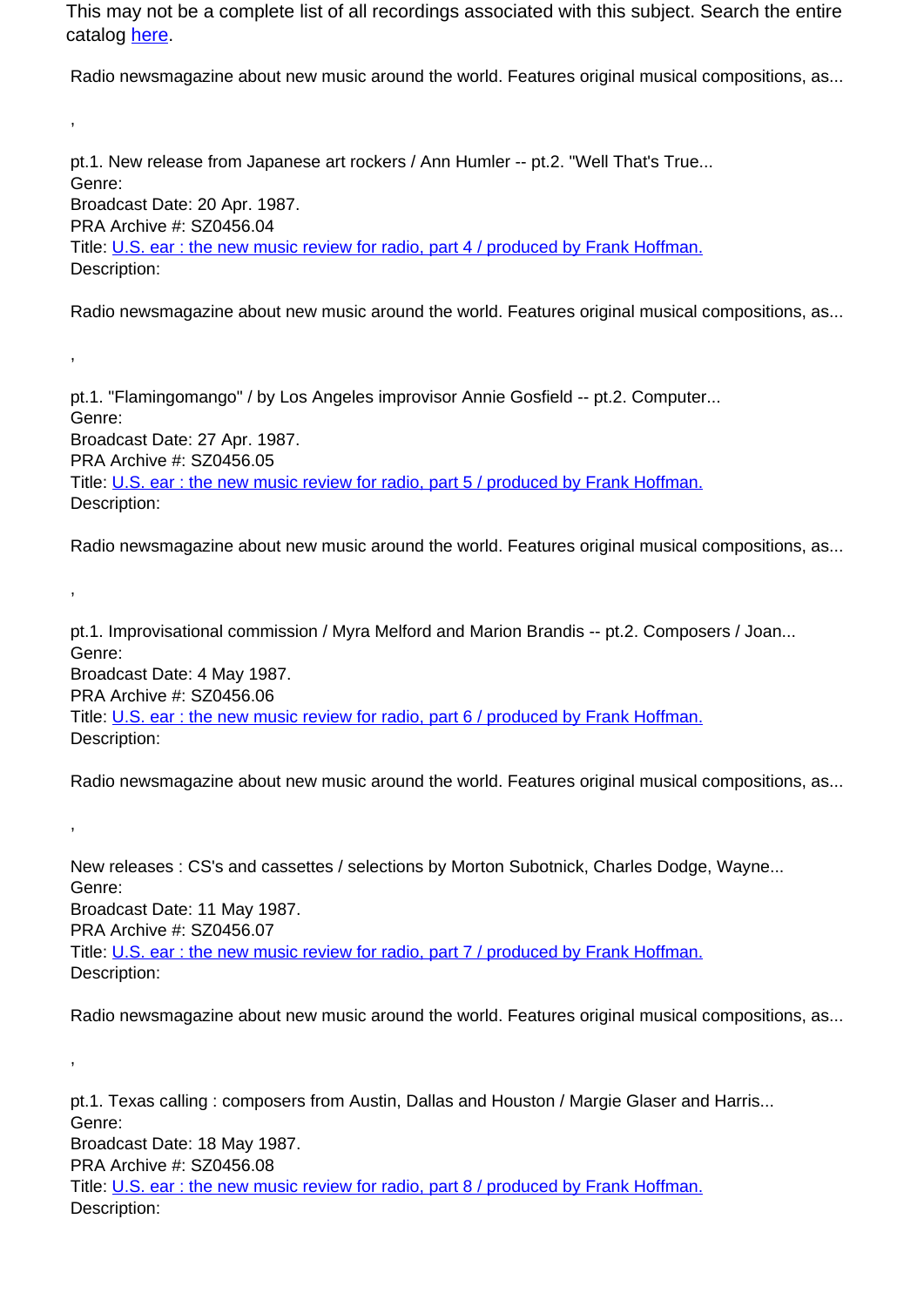This may not be a complete list of all recordings associated with this subject. Search the entire catalog here.

Radio newsmagazine about new music around the world. Features original musical compositions, as...

,

pt.1. New release from Japanese art rockers / Ann Humler -- pt.2. "Well That's True...
Genre:
Broadcast Date: 20 Apr. 1987.
PRA Archive #: SZ0456.04
Title: U.S. ear : the new music review for radio, part 4 / produced by Frank Hoffman.
Description:

Radio newsmagazine about new music around the world. Features original musical compositions, as...

,

pt.1. "Flamingomango" / by Los Angeles improvisor Annie Gosfield -- pt.2. Computer...
Genre:
Broadcast Date: 27 Apr. 1987.
PRA Archive #: SZ0456.05
Title: U.S. ear : the new music review for radio, part 5 / produced by Frank Hoffman.
Description:

Radio newsmagazine about new music around the world. Features original musical compositions, as...

,

pt.1. Improvisational commission / Myra Melford and Marion Brandis -- pt.2. Composers / Joan...
Genre:
Broadcast Date: 4 May 1987.
PRA Archive #: SZ0456.06
Title: U.S. ear : the new music review for radio, part 6 / produced by Frank Hoffman.
Description:

Radio newsmagazine about new music around the world. Features original musical compositions, as...

,

New releases : CS's and cassettes / selections by Morton Subotnick, Charles Dodge, Wayne...
Genre:
Broadcast Date: 11 May 1987.
PRA Archive #: SZ0456.07
Title: U.S. ear : the new music review for radio, part 7 / produced by Frank Hoffman.
Description:

Radio newsmagazine about new music around the world. Features original musical compositions, as...

,

pt.1. Texas calling : composers from Austin, Dallas and Houston / Margie Glaser and Harris...
Genre:
Broadcast Date: 18 May 1987.
PRA Archive #: SZ0456.08
Title: U.S. ear : the new music review for radio, part 8 / produced by Frank Hoffman.
Description: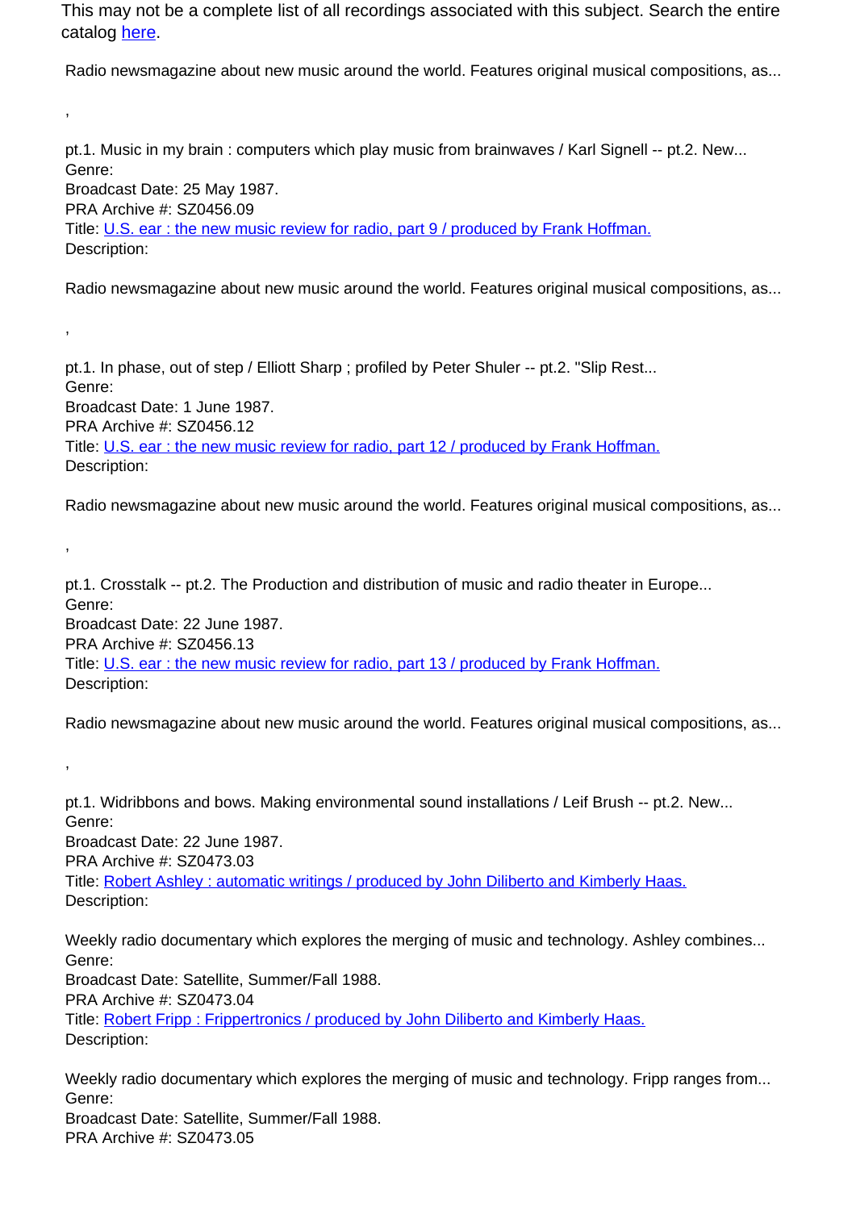This may not be a complete list of all recordings associated with this subject. Search the entire catalog here.

Radio newsmagazine about new music around the world. Features original musical compositions, as...

,

pt.1. Music in my brain : computers which play music from brainwaves / Karl Signell -- pt.2. New...
Genre:
Broadcast Date: 25 May 1987.
PRA Archive #: SZ0456.09
Title: U.S. ear : the new music review for radio, part 9 / produced by Frank Hoffman.
Description:

Radio newsmagazine about new music around the world. Features original musical compositions, as...

,

pt.1. In phase, out of step / Elliott Sharp ; profiled by Peter Shuler -- pt.2. "Slip Rest...
Genre:
Broadcast Date: 1 June 1987.
PRA Archive #: SZ0456.12
Title: U.S. ear : the new music review for radio, part 12 / produced by Frank Hoffman.
Description:

Radio newsmagazine about new music around the world. Features original musical compositions, as...

,

pt.1. Crosstalk -- pt.2. The Production and distribution of music and radio theater in Europe...
Genre:
Broadcast Date: 22 June 1987.
PRA Archive #: SZ0456.13
Title: U.S. ear : the new music review for radio, part 13 / produced by Frank Hoffman.
Description:

Radio newsmagazine about new music around the world. Features original musical compositions, as...

,

pt.1. Widribbons and bows. Making environmental sound installations / Leif Brush -- pt.2. New...
Genre:
Broadcast Date: 22 June 1987.
PRA Archive #: SZ0473.03
Title: Robert Ashley : automatic writings / produced by John Diliberto and Kimberly Haas.
Description:

Weekly radio documentary which explores the merging of music and technology. Ashley combines...
Genre:
Broadcast Date: Satellite, Summer/Fall 1988.
PRA Archive #: SZ0473.04
Title: Robert Fripp : Frippertronics / produced by John Diliberto and Kimberly Haas.
Description:

Weekly radio documentary which explores the merging of music and technology. Fripp ranges from...
Genre:
Broadcast Date: Satellite, Summer/Fall 1988.
PRA Archive #: SZ0473.05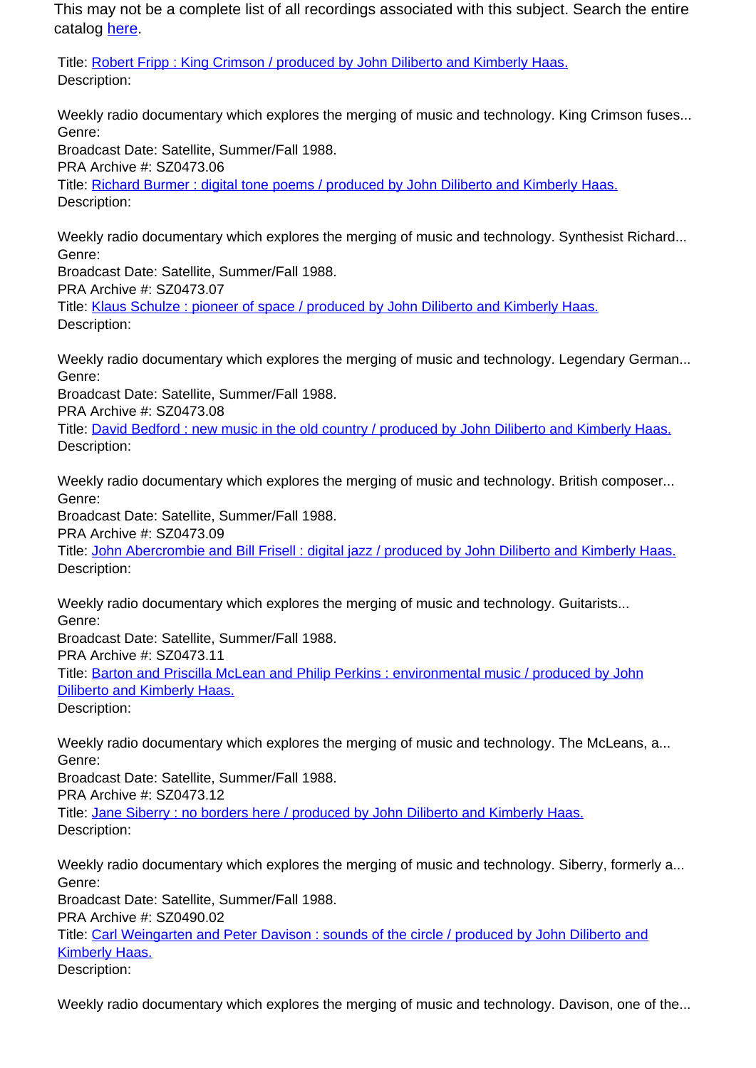This may not be a complete list of all recordings associated with this subject. Search the entire catalog [here](#).

Title: [Robert Fripp : King Crimson / produced by John Diliberto and Kimberly Haas.](#)
Description:

Weekly radio documentary which explores the merging of music and technology. King Crimson fuses...
Genre:
Broadcast Date: Satellite, Summer/Fall 1988.
PRA Archive #: SZ0473.06
Title: [Richard Burmer : digital tone poems / produced by John Diliberto and Kimberly Haas.](#)
Description:

Weekly radio documentary which explores the merging of music and technology. Synthesist Richard...
Genre:
Broadcast Date: Satellite, Summer/Fall 1988.
PRA Archive #: SZ0473.07
Title: [Klaus Schulze : pioneer of space / produced by John Diliberto and Kimberly Haas.](#)
Description:

Weekly radio documentary which explores the merging of music and technology. Legendary German...
Genre:
Broadcast Date: Satellite, Summer/Fall 1988.
PRA Archive #: SZ0473.08
Title: [David Bedford : new music in the old country / produced by John Diliberto and Kimberly Haas.](#)
Description:

Weekly radio documentary which explores the merging of music and technology. British composer...
Genre:
Broadcast Date: Satellite, Summer/Fall 1988.
PRA Archive #: SZ0473.09
Title: [John Abercrombie and Bill Frisell : digital jazz / produced by John Diliberto and Kimberly Haas.](#)
Description:

Weekly radio documentary which explores the merging of music and technology. Guitarists...
Genre:
Broadcast Date: Satellite, Summer/Fall 1988.
PRA Archive #: SZ0473.11
Title: [Barton and Priscilla McLean and Philip Perkins : environmental music / produced by John Diliberto and Kimberly Haas.](#)
Description:

Weekly radio documentary which explores the merging of music and technology. The McLeans, a...
Genre:
Broadcast Date: Satellite, Summer/Fall 1988.
PRA Archive #: SZ0473.12
Title: [Jane Siberry : no borders here / produced by John Diliberto and Kimberly Haas.](#)
Description:

Weekly radio documentary which explores the merging of music and technology. Siberry, formerly a...
Genre:
Broadcast Date: Satellite, Summer/Fall 1988.
PRA Archive #: SZ0490.02
Title: [Carl Weingarten and Peter Davison : sounds of the circle / produced by John Diliberto and Kimberly Haas.](#)
Description:

Weekly radio documentary which explores the merging of music and technology. Davison, one of the...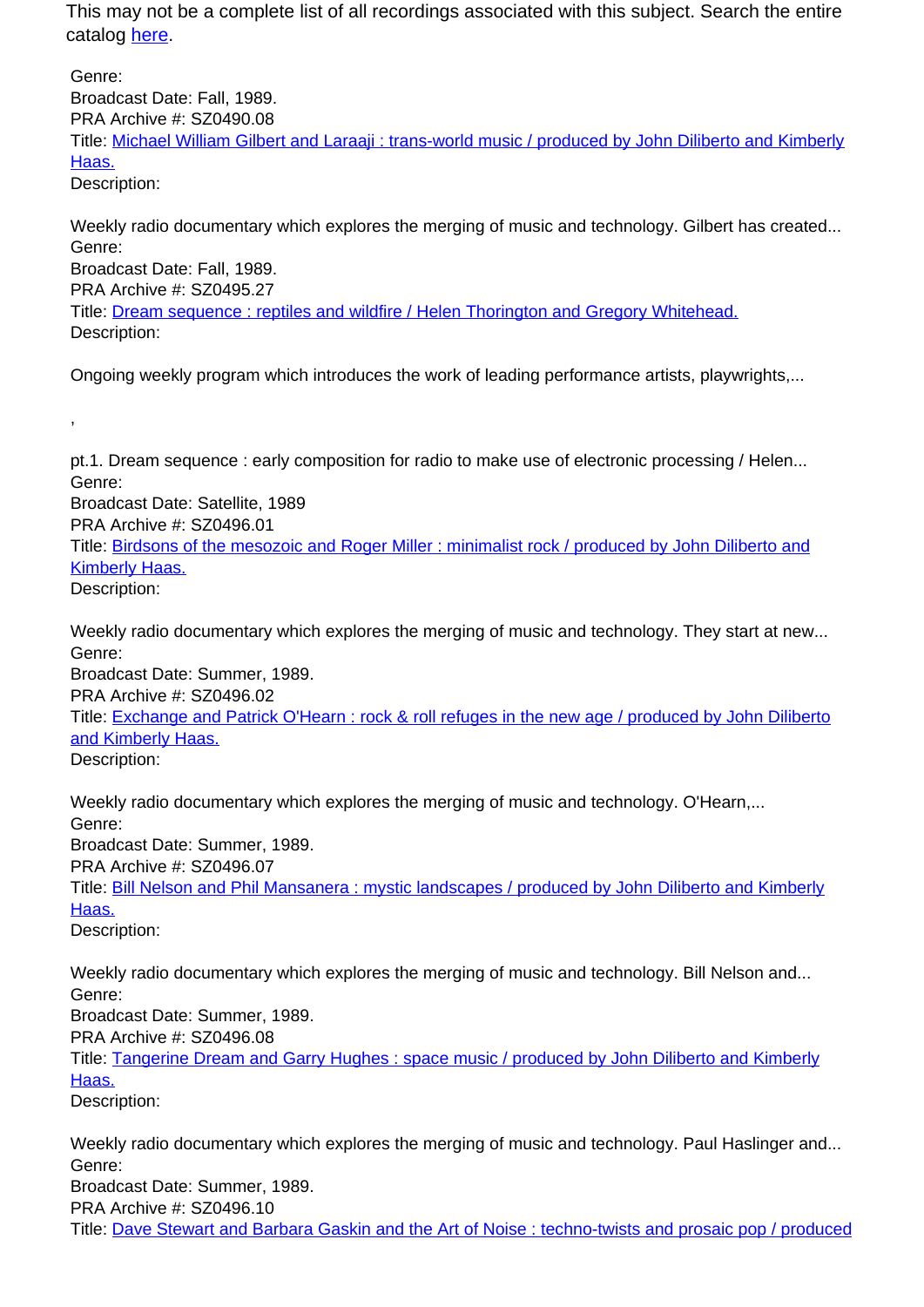This may not be a complete list of all recordings associated with this subject. Search the entire catalog [here](here).

Genre:
Broadcast Date: Fall, 1989.
PRA Archive #: SZ0490.08
Title: [Michael William Gilbert and Laraaji : trans-world music / produced by John Diliberto and Kimberly Haas.]()
Description:

Weekly radio documentary which explores the merging of music and technology. Gilbert has created...
Genre:
Broadcast Date: Fall, 1989.
PRA Archive #: SZ0495.27
Title: [Dream sequence : reptiles and wildfire / Helen Thorington and Gregory Whitehead.]()
Description:

Ongoing weekly program which introduces the work of leading performance artists, playwrights,...

,

pt.1. Dream sequence : early composition for radio to make use of electronic processing / Helen...
Genre:
Broadcast Date: Satellite, 1989
PRA Archive #: SZ0496.01
Title: [Birdsons of the mesozoic and Roger Miller : minimalist rock / produced by John Diliberto and Kimberly Haas.]()
Description:

Weekly radio documentary which explores the merging of music and technology. They start at new...
Genre:
Broadcast Date: Summer, 1989.
PRA Archive #: SZ0496.02
Title: [Exchange and Patrick O'Hearn : rock & roll refuges in the new age / produced by John Diliberto and Kimberly Haas.]()
Description:

Weekly radio documentary which explores the merging of music and technology. O'Hearn,...
Genre:
Broadcast Date: Summer, 1989.
PRA Archive #: SZ0496.07
Title: [Bill Nelson and Phil Mansanera : mystic landscapes / produced by John Diliberto and Kimberly Haas.]()
Description:

Weekly radio documentary which explores the merging of music and technology. Bill Nelson and...
Genre:
Broadcast Date: Summer, 1989.
PRA Archive #: SZ0496.08
Title: [Tangerine Dream and Garry Hughes : space music / produced by John Diliberto and Kimberly Haas.]()
Description:

Weekly radio documentary which explores the merging of music and technology. Paul Haslinger and...
Genre:
Broadcast Date: Summer, 1989.
PRA Archive #: SZ0496.10
Title: [Dave Stewart and Barbara Gaskin and the Art of Noise : techno-twists and prosaic pop / produced]()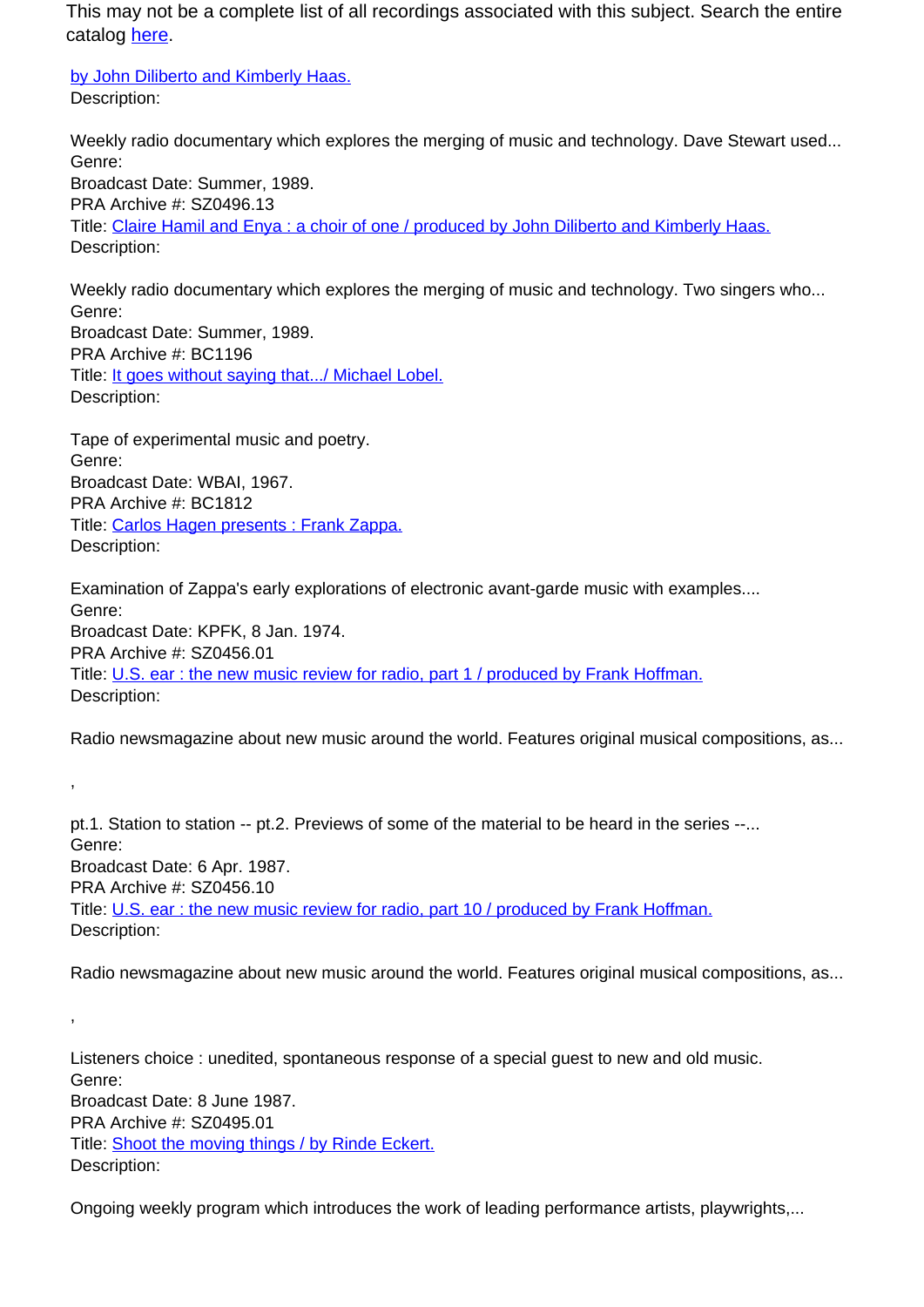This may not be a complete list of all recordings associated with this subject. Search the entire catalog [here](#).

[by John Diliberto and Kimberly Haas.](#)
Description:

Weekly radio documentary which explores the merging of music and technology. Dave Stewart used...
Genre:
Broadcast Date: Summer, 1989.
PRA Archive #: SZ0496.13
Title: [Claire Hamil and Enya : a choir of one / produced by John Diliberto and Kimberly Haas.](#)
Description:

Weekly radio documentary which explores the merging of music and technology. Two singers who...
Genre:
Broadcast Date: Summer, 1989.
PRA Archive #: BC1196
Title: [It goes without saying that.../ Michael Lobel.](#)
Description:

Tape of experimental music and poetry.
Genre:
Broadcast Date: WBAI, 1967.
PRA Archive #: BC1812
Title: [Carlos Hagen presents : Frank Zappa.](#)
Description:

Examination of Zappa's early explorations of electronic avant-garde music with examples....
Genre:
Broadcast Date: KPFK, 8 Jan. 1974.
PRA Archive #: SZ0456.01
Title: [U.S. ear : the new music review for radio, part 1 / produced by Frank Hoffman.](#)
Description:

Radio newsmagazine about new music around the world. Features original musical compositions, as...

,

pt.1. Station to station -- pt.2. Previews of some of the material to be heard in the series --...
Genre:
Broadcast Date: 6 Apr. 1987.
PRA Archive #: SZ0456.10
Title: [U.S. ear : the new music review for radio, part 10 / produced by Frank Hoffman.](#)
Description:

Radio newsmagazine about new music around the world. Features original musical compositions, as...

,

Listeners choice : unedited, spontaneous response of a special guest to new and old music.
Genre:
Broadcast Date: 8 June 1987.
PRA Archive #: SZ0495.01
Title: [Shoot the moving things / by Rinde Eckert.](#)
Description:

Ongoing weekly program which introduces the work of leading performance artists, playwrights,...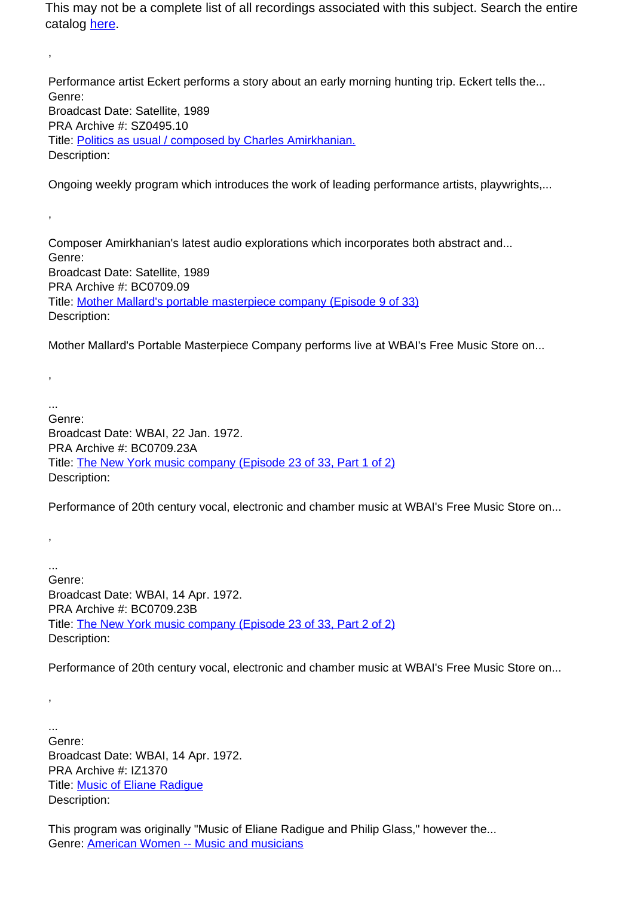This may not be a complete list of all recordings associated with this subject. Search the entire catalog [here](here).

,

Performance artist Eckert performs a story about an early morning hunting trip. Eckert tells the...
Genre:
Broadcast Date: Satellite, 1989
PRA Archive #: SZ0495.10
Title: [Politics as usual / composed by Charles Amirkhanian.](Politics as usual / composed by Charles Amirkhanian.)
Description:

Ongoing weekly program which introduces the work of leading performance artists, playwrights,...

,

Composer Amirkhanian's latest audio explorations which incorporates both abstract and...
Genre:
Broadcast Date: Satellite, 1989
PRA Archive #: BC0709.09
Title: [Mother Mallard's portable masterpiece company (Episode 9 of 33)](Mother Mallard's portable masterpiece company (Episode 9 of 33))
Description:

Mother Mallard's Portable Masterpiece Company performs live at WBAI's Free Music Store on...

,

...
Genre:
Broadcast Date: WBAI, 22 Jan. 1972.
PRA Archive #: BC0709.23A
Title: [The New York music company (Episode 23 of 33, Part 1 of 2)](The New York music company (Episode 23 of 33, Part 1 of 2))
Description:

Performance of 20th century vocal, electronic and chamber music at WBAI's Free Music Store on...

,

...
Genre:
Broadcast Date: WBAI, 14 Apr. 1972.
PRA Archive #: BC0709.23B
Title: [The New York music company (Episode 23 of 33, Part 2 of 2)](The New York music company (Episode 23 of 33, Part 2 of 2))
Description:

Performance of 20th century vocal, electronic and chamber music at WBAI's Free Music Store on...

,

...
Genre:
Broadcast Date: WBAI, 14 Apr. 1972.
PRA Archive #: IZ1370
Title: [Music of Eliane Radigue](Music of Eliane Radigue)
Description:

This program was originally "Music of Eliane Radigue and Philip Glass," however the...
Genre: [American Women -- Music and musicians](American Women -- Music and musicians)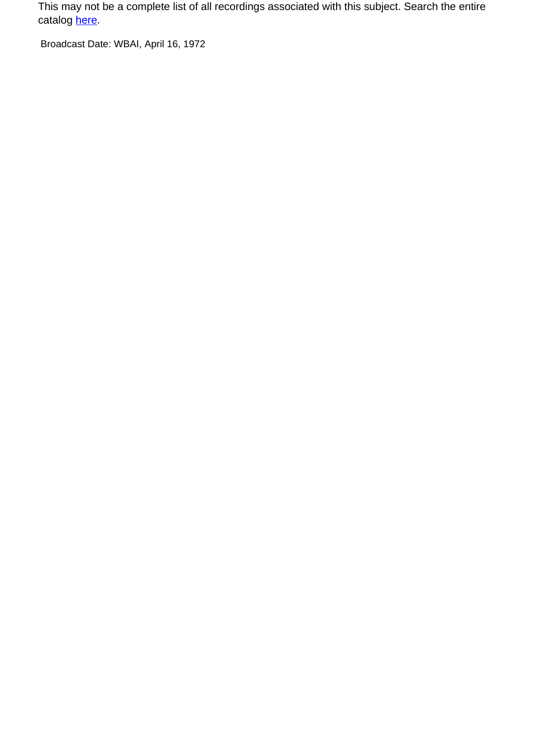This may not be a complete list of all recordings associated with this subject. Search the entire catalog [here](here).

Broadcast Date: WBAI, April 16, 1972